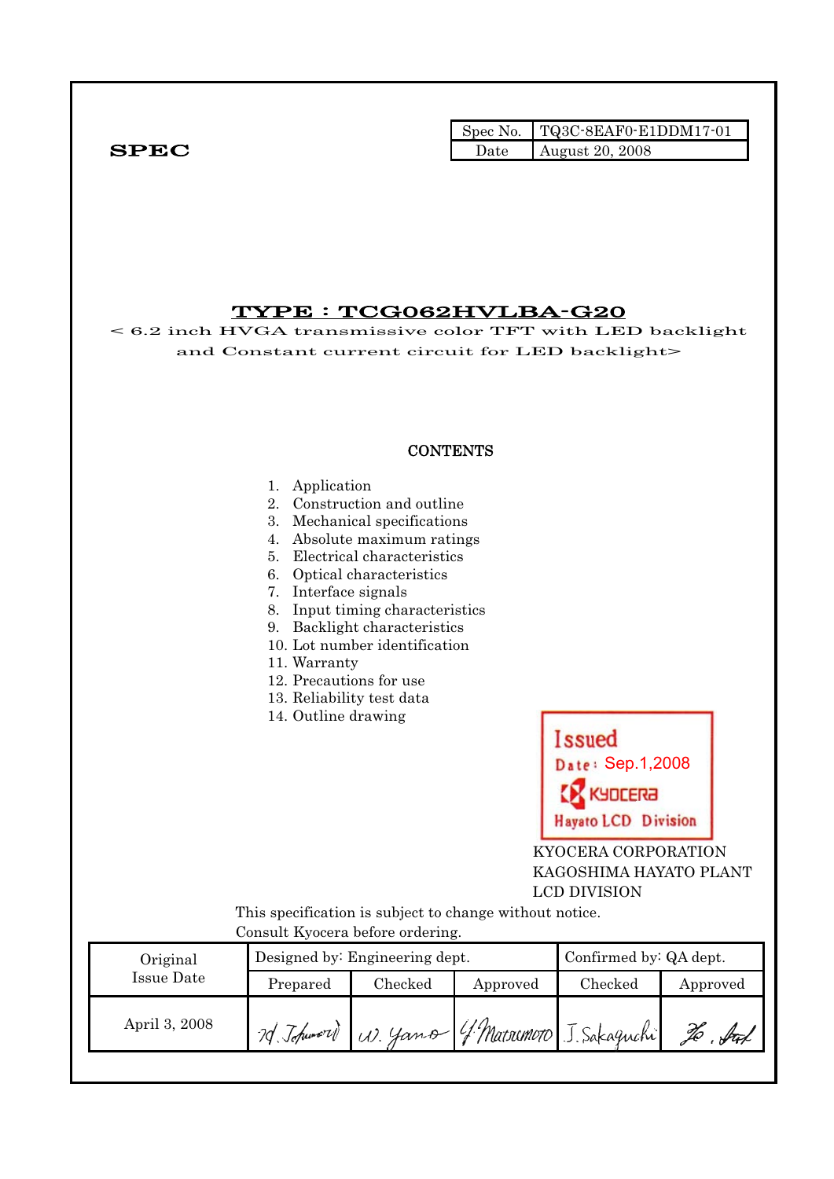**SPEC**

| Spec No. | TQ3C-8EAF0-E1DDM17-01 |
|---|---|
| Date | August 20, 2008 |

# TYPE : TCG062HVLBA-G20

< 6.2 inch HVGA transmissive color TFT with LED backlight and Constant current circuit for LED backlight>

## CONTENTS

1. Application
2. Construction and outline
3. Mechanical specifications
4. Absolute maximum ratings
5. Electrical characteristics
6. Optical characteristics
7. Interface signals
8. Input timing characteristics
9. Backlight characteristics
10. Lot number identification
11. Warranty
12. Precautions for use
13. Reliability test data
14. Outline drawing

Issued
Date: Sep.1,2008
KYOCERA
Hayato LCD Division

KYOCERA CORPORATION
KAGOSHIMA HAYATO PLANT
LCD DIVISION

This specification is subject to change without notice.
Consult Kyocera before ordering.

| Original Issue Date | Designed by: Engineering dept. | | | Confirmed by: QA dept. | |
|---|---|---|---|---|---|
| | Prepared | Checked | Approved | Checked | Approved |
| April 3, 2008 | H. Tohumori | W. Yano | Y. Matsumoto | J. Sakaguchi | Ho. Ant |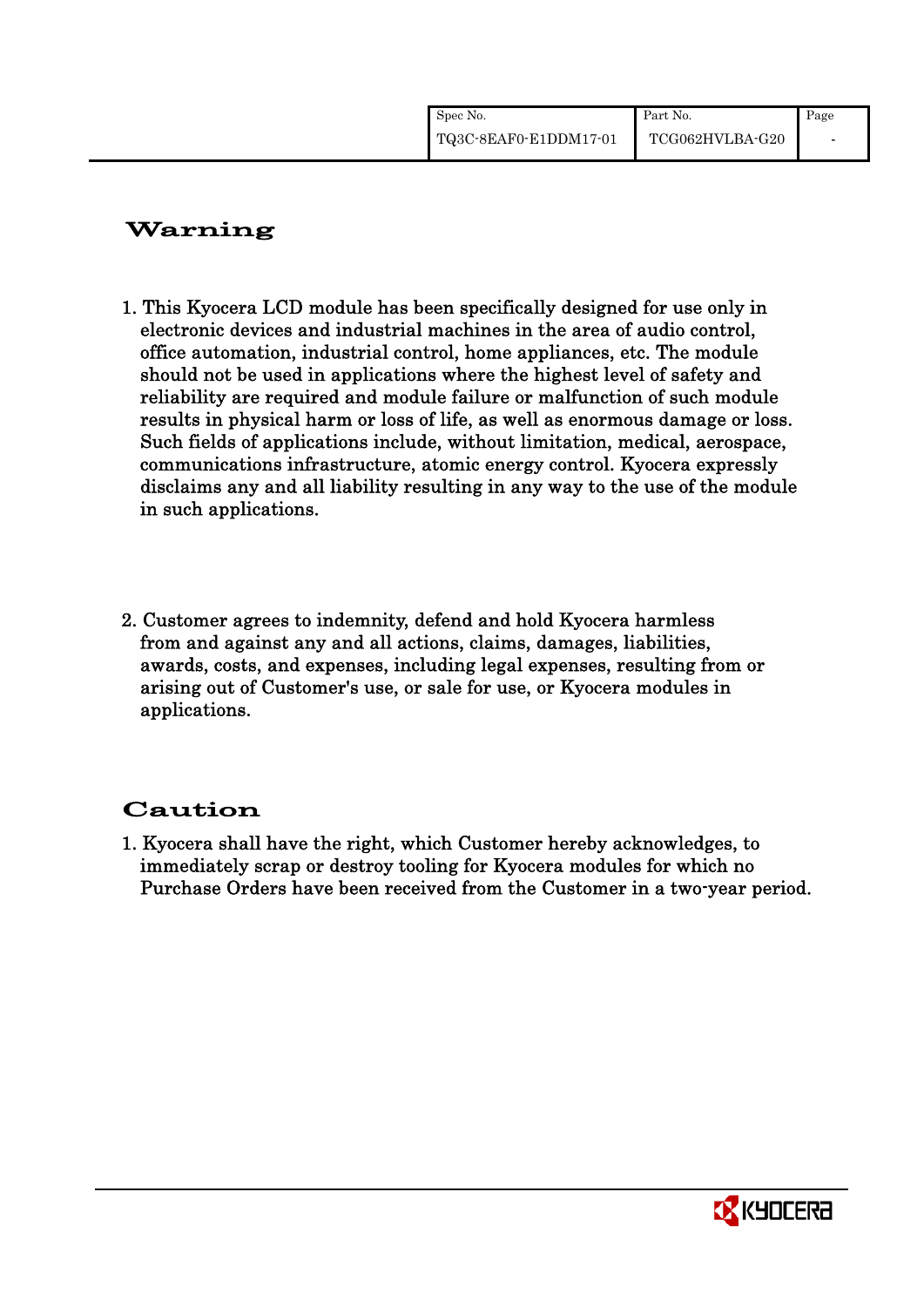# Warning

1. This Kyocera LCD module has been specifically designed for use only in electronic devices and industrial machines in the area of audio control, office automation, industrial control, home appliances, etc. The module should not be used in applications where the highest level of safety and reliability are required and module failure or malfunction of such module results in physical harm or loss of life, as well as enormous damage or loss. Such fields of applications include, without limitation, medical, aerospace, communications infrastructure, atomic energy control. Kyocera expressly disclaims any and all liability resulting in any way to the use of the module in such applications.

2. Customer agrees to indemnity, defend and hold Kyocera harmless from and against any and all actions, claims, damages, liabilities, awards, costs, and expenses, including legal expenses, resulting from or arising out of Customer's use, or sale for use, or Kyocera modules in applications.

# Caution

1. Kyocera shall have the right, which Customer hereby acknowledges, to immediately scrap or destroy tooling for Kyocera modules for which no Purchase Orders have been received from the Customer in a two-year period.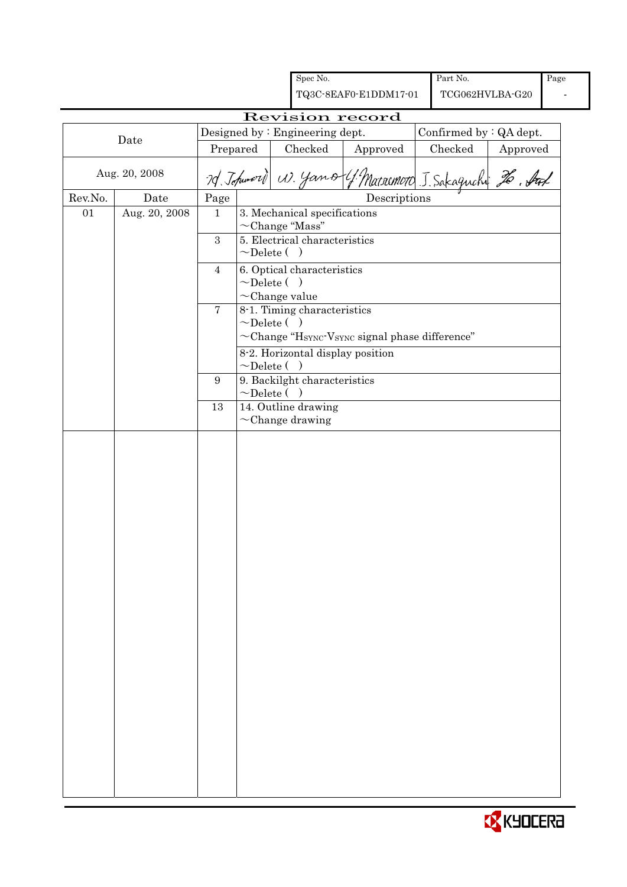| Spec No. | Part No. | Page |
|---|---|---|
| TQ3C-8EAF0-E1DDM17-01 | TCG062HVLBA-G20 | - |

# Revision record

| Date | Designed by : Engineering dept. | | | Confirmed by : QA dept. | |
|---|---|---|---|---|---|
| | Prepared | Checked | Approved | Checked | Approved |
| Aug. 20, 2008 | M. Tofumori | W. Yano | Y. Matsumoto | J. Sakaguchi | Ho. Ant |

| Rev.No. | Date | Page | Descriptions |
|---|---|---|---|
| 01 | Aug. 20, 2008 | 1 | 3. Mechanical specifications<br>~Change "Mass" |
| | | 3 | 5. Electrical characteristics<br>~Delete ( ) |
| | | 4 | 6. Optical characteristics<br>~Delete ( )<br>~Change value |
| | | 7 | 8-1. Timing characteristics<br>~Delete ( )<br>~Change "$H_{SYNC}$-$V_{SYNC}$ signal phase difference" |
| | | | 8-2. Horizontal display position<br>~Delete ( ) |
| | | 9 | 9. Backilght characteristics<br>~Delete ( ) |
| | | 13 | 14. Outline drawing<br>~Change drawing |

KYOCERA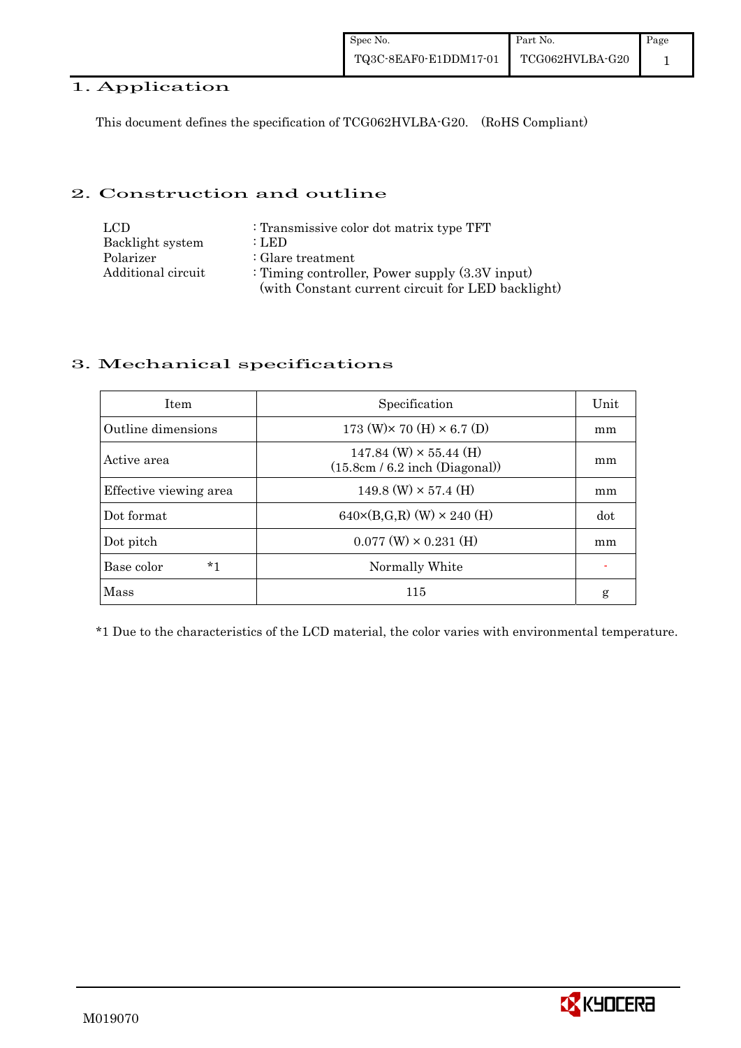## 1. Application

This document defines the specification of TCG062HVLBA-G20. (RoHS Compliant)

## 2. Construction and outline

| | |
|---|---|
| LCD | : Transmissive color dot matrix type TFT |
| Backlight system | : LED |
| Polarizer | : Glare treatment |
| Additional circuit | : Timing controller, Power supply (3.3V input) (with Constant current circuit for LED backlight) |

## 3. Mechanical specifications

| Item | Specification | Unit |
|---|---|---|
| Outline dimensions | 173 (W)× 70 (H) × 6.7 (D) | mm |
| Active area | 147.84 (W) × 55.44 (H) (15.8cm / 6.2 inch (Diagonal)) | mm |
| Effective viewing area | 149.8 (W) × 57.4 (H) | mm |
| Dot format | 640×(B,G,R) (W) × 240 (H) | dot |
| Dot pitch | 0.077 (W) × 0.231 (H) | mm |
| Base color *1 | Normally White | - |
| Mass | 115 | g |

*1 Due to the characteristics of the LCD material, the color varies with environmental temperature.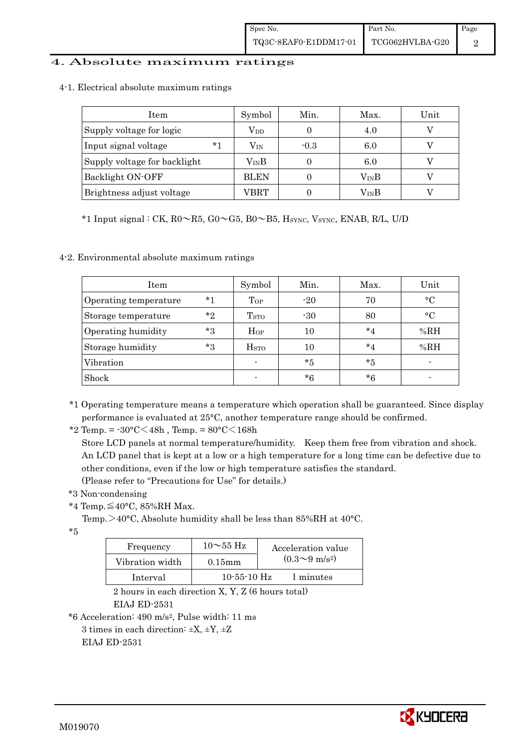# 4. Absolute maximum ratings

## 4-1. Electrical absolute maximum ratings

| Item | Symbol | Min. | Max. | Unit |
|---|---|---|---|---|
| Supply voltage for logic | $V_{DD}$ | 0 | 4.0 | V |
| Input signal voltage *1 | $V_{IN}$ | -0.3 | 6.0 | V |
| Supply voltage for backlight | $V_{IN}B$ | 0 | 6.0 | V |
| Backlight ON-OFF | BLEN | 0 | $V_{IN}B$ | V |
| Brightness adjust voltage | VBRT | 0 | $V_{IN}B$ | V |

*1 Input signal : CK, R0～R5, G0～G5, B0～B5, $H_{SYNC}$, $V_{SYNC}$, ENAB, R/L, U/D

## 4-2. Environmental absolute maximum ratings

| Item | Symbol | Min. | Max. | Unit |
|---|---|---|---|---|
| Operating temperature *1 | $T_{OP}$ | -20 | 70 | °C |
| Storage temperature *2 | $T_{STO}$ | -30 | 80 | °C |
| Operating humidity *3 | $H_{OP}$ | 10 | *4 | %RH |
| Storage humidity *3 | $H_{STO}$ | 10 | *4 | %RH |
| Vibration | - | *5 | *5 | - |
| Shock | - | *6 | *6 | - |

*1 Operating temperature means a temperature which operation shall be guaranteed. Since display performance is evaluated at 25°C, another temperature range should be confirmed.

*2 Temp. = -30°C＜48h , Temp. = 80°C＜168h

Store LCD panels at normal temperature/humidity. Keep them free from vibration and shock. An LCD panel that is kept at a low or a high temperature for a long time can be defective due to other conditions, even if the low or high temperature satisfies the standard. (Please refer to "Precautions for Use" for details.)

*3 Non-condensing

*4 Temp.≦40°C, 85%RH Max.

Temp.＞40°C, Absolute humidity shall be less than 85%RH at 40°C.

*5

| Frequency | 10～55 Hz | Acceleration value ($0.3$～$9\ m/s^2$) |
|---|---|---|
| Vibration width | 0.15mm | |
| Interval | 10-55-10 Hz | 1 minutes |

2 hours in each direction X, Y, Z (6 hours total)

EIAJ ED-2531

*6 Acceleration: $490\ m/s^2$, Pulse width: 11 ms

3 times in each direction: ±X, ±Y, ±Z

EIAJ ED-2531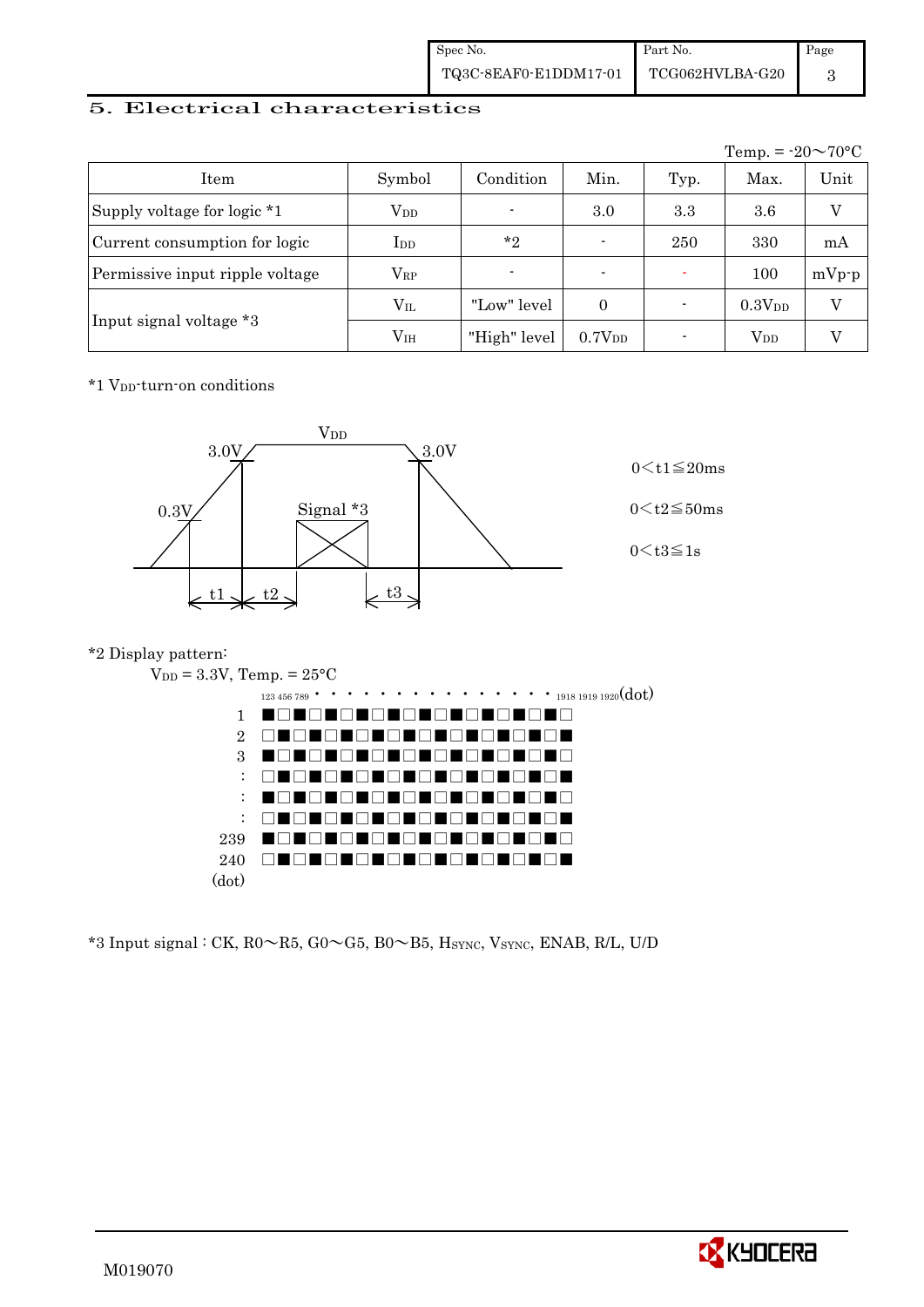## 5. Electrical characteristics

Temp. = -20～70°C

| Item | Symbol | Condition | Min. | Typ. | Max. | Unit |
|---|---|---|---|---|---|---|
| Supply voltage for logic *1 | $V_{DD}$ | - | 3.0 | 3.3 | 3.6 | V |
| Current consumption for logic | $I_{DD}$ | *2 | - | 250 | 330 | mA |
| Permissive input ripple voltage | $V_{RP}$ | - | - | - | 100 | mVp-p |
| Input signal voltage *3 | $V_{IL}$ | "Low" level | 0 | - | $0.3V_{DD}$ | V |
| | $V_{IH}$ | "High" level | $0.7V_{DD}$ | - | $V_{DD}$ | V |

*1 $V_{DD}$-turn-on conditions

$V_{DD}$ 3.0V 0.3V Signal *3 3.0V t1 t2 t3

$0 < t1 \leqq 20ms$

$0 < t2 \leqq 50ms$

$0 < t3 \leqq 1s$

*2 Display pattern:

$V_{DD}$ = 3.3V, Temp. = 25°C

```
     123 456 789 ・・・・・・・・・・・・・・・ 1918 1919 1920(dot)
1    ■□■□■□■□■□■□■□■□■□■□
2    □■□■□■□■□■□■□■□■□■□■
3    ■□■□■□■□■□■□■□■□■□■□
:    □■□■□■□■□■□■□■□■□■□■
:    ■□■□■□■□■□■□■□■□■□■□
:    □■□■□■□■□■□■□■□■□■□■
239  ■□■□■□■□■□■□■□■□■□■□
240  □■□■□■□■□■□■□■□■□■□■
(dot)
```

*3 Input signal : CK, R0～R5, G0～G5, B0～B5, $H_{SYNC}$, $V_{SYNC}$, ENAB, R/L, U/D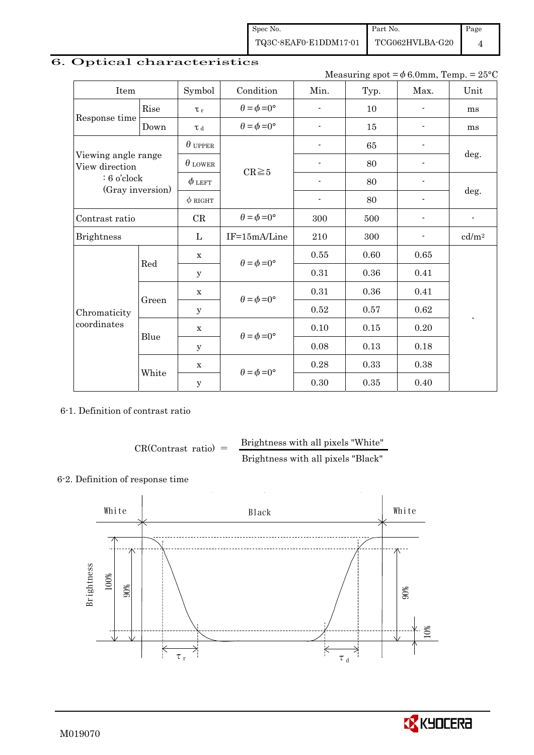# 6. Optical characteristics

Measuring spot = $\phi$ 6.0mm, Temp. = 25°C

| Item | | Symbol | Condition | Min. | Typ. | Max. | Unit |
|---|---|---|---|---|---|---|---|
| Response time | Rise | $\tau_r$ | $\theta = \phi = 0°$ | - | 10 | - | ms |
| | Down | $\tau_d$ | $\theta = \phi = 0°$ | - | 15 | - | ms |
| Viewing angle range View direction : 6 o'clock (Gray inversion) | | $\theta_{UPPER}$ | CR≧5 | - | 65 | - | deg. |
| | | $\theta_{LOWER}$ | | - | 80 | - | |
| | | $\phi_{LEFT}$ | | - | 80 | - | deg. |
| | | $\phi_{RIGHT}$ | | - | 80 | - | |
| Contrast ratio | | CR | $\theta = \phi = 0°$ | 300 | 500 | - | - |
| Brightness | | L | IF=15mA/Line | 210 | 300 | - | cd/m² |
| Chromaticity coordinates | Red | x | $\theta = \phi = 0°$ | 0.55 | 0.60 | 0.65 | - |
| | | y | | 0.31 | 0.36 | 0.41 | |
| | Green | x | $\theta = \phi = 0°$ | 0.31 | 0.36 | 0.41 | |
| | | y | | 0.52 | 0.57 | 0.62 | |
| | Blue | x | $\theta = \phi = 0°$ | 0.10 | 0.15 | 0.20 | |
| | | y | | 0.08 | 0.13 | 0.18 | |
| | White | x | $\theta = \phi = 0°$ | 0.28 | 0.33 | 0.38 | |
| | | y | | 0.30 | 0.35 | 0.40 | |

6-1. Definition of contrast ratio

$$\text{CR(Contrast ratio)} = \frac{\text{Brightness with all pixels "White"}}{\text{Brightness with all pixels "Black"}}$$

6-2. Definition of response time

White Black White

Brightness 100% 90% 90% 10%

$\tau_r$ $\tau_d$

M019070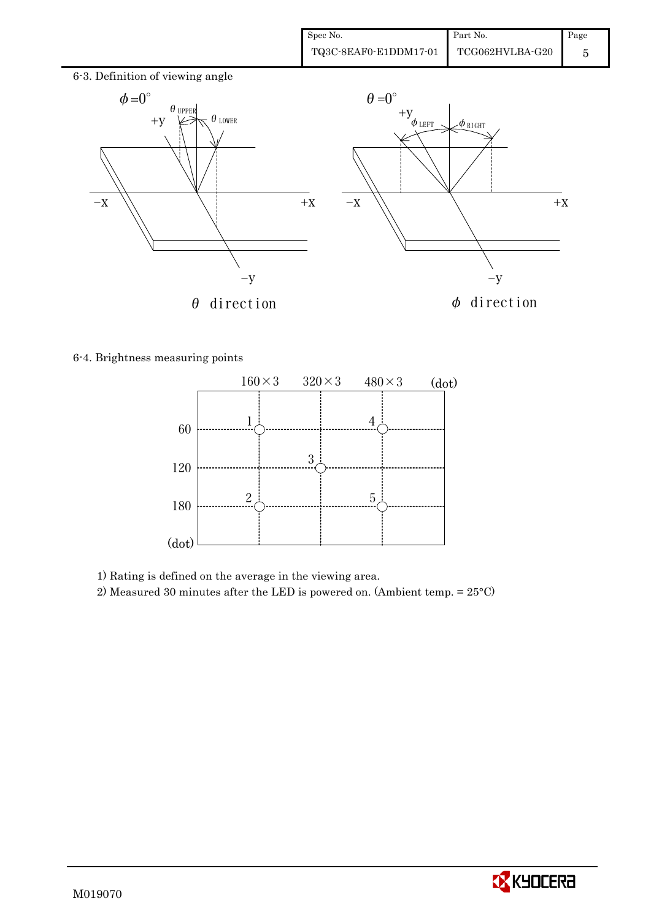## 6-3. Definition of viewing angle

$\phi = 0°$

$\theta_{UPPER}$ $\theta_{LOWER}$

+y, −x, +x, −y

$\theta$ direction

$\theta = 0°$

$\phi_{LEFT}$ $\phi_{RIGHT}$

+y, −x, +x, −y

$\phi$ direction

## 6-4. Brightness measuring points

| (dot) | 160×3 | 320×3 | 480×3 |
|---|---|---|---|
| 60 | 1 | | 4 |
| 120 | | 3 | |
| 180 | 2 | | 5 |

1) Rating is defined on the average in the viewing area.

2) Measured 30 minutes after the LED is powered on. (Ambient temp. = 25°C)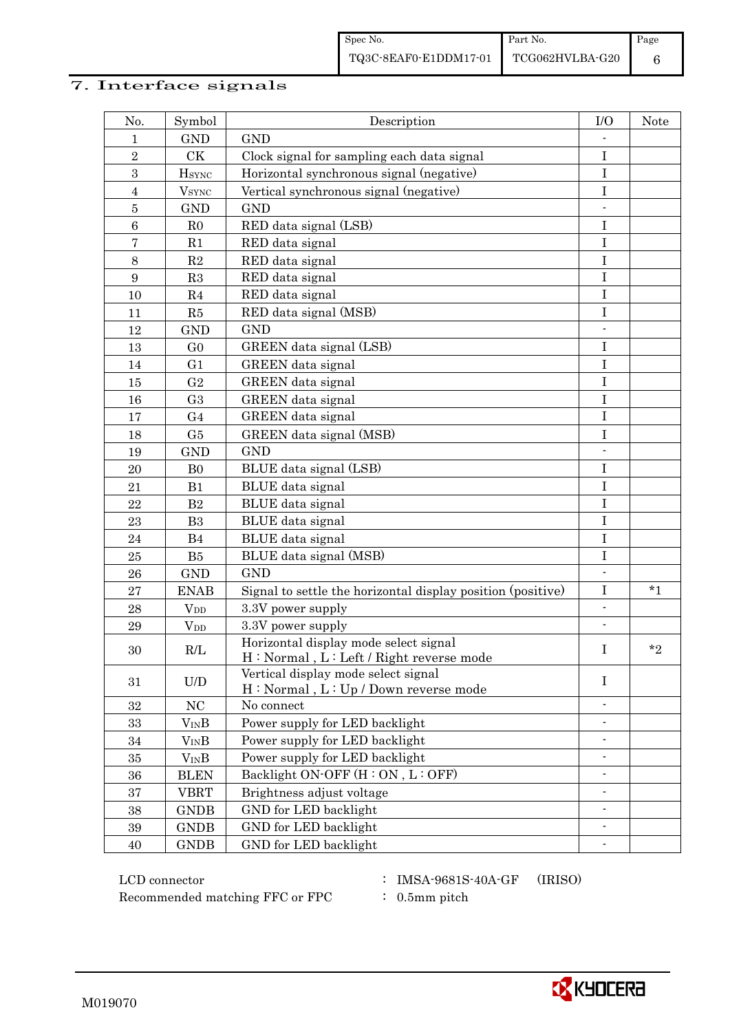## 7. Interface signals

| No. | Symbol | Description | I/O | Note |
|---|---|---|---|---|
| 1 | GND | GND | - | |
| 2 | CK | Clock signal for sampling each data signal | I | |
| 3 | $H_{SYNC}$ | Horizontal synchronous signal (negative) | I | |
| 4 | $V_{SYNC}$ | Vertical synchronous signal (negative) | I | |
| 5 | GND | GND | - | |
| 6 | R0 | RED data signal (LSB) | I | |
| 7 | R1 | RED data signal | I | |
| 8 | R2 | RED data signal | I | |
| 9 | R3 | RED data signal | I | |
| 10 | R4 | RED data signal | I | |
| 11 | R5 | RED data signal (MSB) | I | |
| 12 | GND | GND | - | |
| 13 | G0 | GREEN data signal (LSB) | I | |
| 14 | G1 | GREEN data signal | I | |
| 15 | G2 | GREEN data signal | I | |
| 16 | G3 | GREEN data signal | I | |
| 17 | G4 | GREEN data signal | I | |
| 18 | G5 | GREEN data signal (MSB) | I | |
| 19 | GND | GND | - | |
| 20 | B0 | BLUE data signal (LSB) | I | |
| 21 | B1 | BLUE data signal | I | |
| 22 | B2 | BLUE data signal | I | |
| 23 | B3 | BLUE data signal | I | |
| 24 | B4 | BLUE data signal | I | |
| 25 | B5 | BLUE data signal (MSB) | I | |
| 26 | GND | GND | - | |
| 27 | ENAB | Signal to settle the horizontal display position (positive) | I | *1 |
| 28 | $V_{DD}$ | 3.3V power supply | - | |
| 29 | $V_{DD}$ | 3.3V power supply | - | |
| 30 | R/L | Horizontal display mode select signal<br>H : Normal , L : Left / Right reverse mode | I | *2 |
| 31 | U/D | Vertical display mode select signal<br>H : Normal , L : Up / Down reverse mode | I | |
| 32 | NC | No connect | - | |
| 33 | $V_{IN}B$ | Power supply for LED backlight | - | |
| 34 | $V_{IN}B$ | Power supply for LED backlight | - | |
| 35 | $V_{IN}B$ | Power supply for LED backlight | - | |
| 36 | BLEN | Backlight ON-OFF (H : ON , L : OFF) | - | |
| 37 | VBRT | Brightness adjust voltage | - | |
| 38 | GNDB | GND for LED backlight | - | |
| 39 | GNDB | GND for LED backlight | - | |
| 40 | GNDB | GND for LED backlight | - | |

LCD connector : IMSA-9681S-40A-GF (IRISO)

Recommended matching FFC or FPC : 0.5mm pitch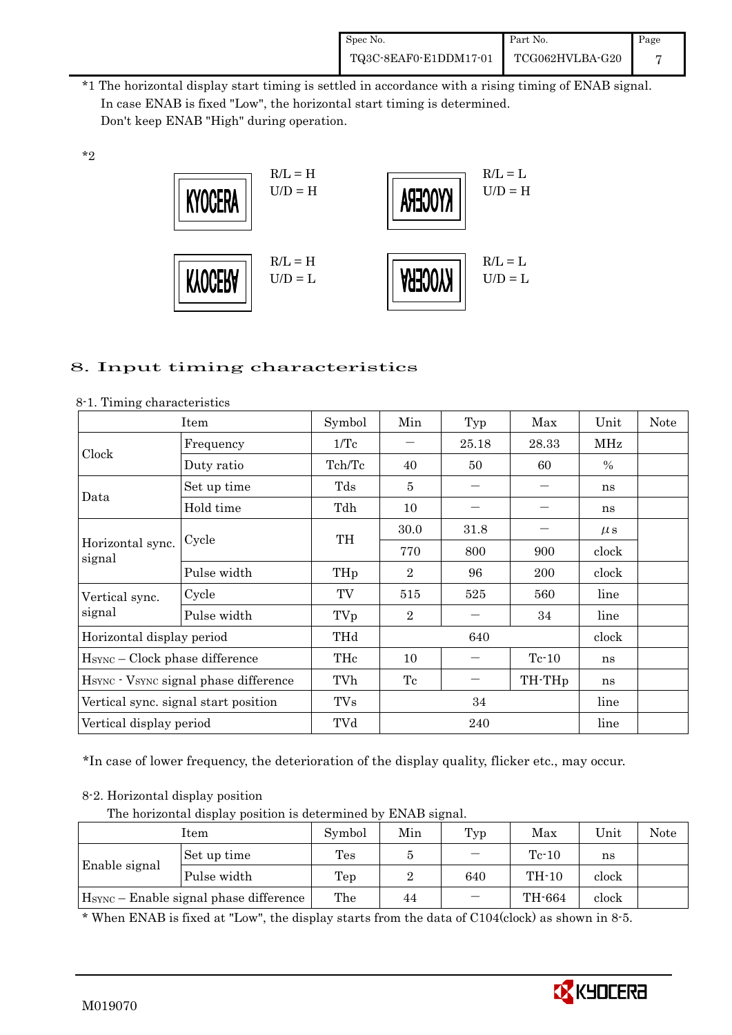*1 The horizontal display start timing is settled in accordance with a rising timing of ENAB signal.
In case ENAB is fixed "Low", the horizontal start timing is determined.
Don't keep ENAB "High" during operation.

*2

| | | | |
|---|---|---|---|
| KYOCERA | R/L = H<br>U/D = H | KYOCERA (mirrored horizontally) | R/L = L<br>U/D = H |
| KYOCERA (flipped vertically) | R/L = H<br>U/D = L | KYOCERA (rotated 180°) | R/L = L<br>U/D = L |

## 8. Input timing characteristics

8-1. Timing characteristics

| Item | | Symbol | Min | Typ | Max | Unit | Note |
|---|---|---|---|---|---|---|---|
| Clock | Frequency | 1/Tc | — | 25.18 | 28.33 | MHz | |
| | Duty ratio | Tch/Tc | 40 | 50 | 60 | % | |
| Data | Set up time | Tds | 5 | — | — | ns | |
| | Hold time | Tdh | 10 | — | — | ns | |
| Horizontal sync. signal | Cycle | TH | 30.0 | 31.8 | — | μs | |
| | | | 770 | 800 | 900 | clock | |
| | Pulse width | THp | 2 | 96 | 200 | clock | |
| Vertical sync. signal | Cycle | TV | 515 | 525 | 560 | line | |
| | Pulse width | TVp | 2 | — | 34 | line | |
| Horizontal display period | | THd | | 640 | | clock | |
| $H_{SYNC}$ – Clock phase difference | | THc | 10 | — | Tc-10 | ns | |
| $H_{SYNC}$ - $V_{SYNC}$ signal phase difference | | TVh | Tc | — | TH-THp | ns | |
| Vertical sync. signal start position | | TVs | | 34 | | line | |
| Vertical display period | | TVd | | 240 | | line | |

*In case of lower frequency, the deterioration of the display quality, flicker etc., may occur.

8-2. Horizontal display position

The horizontal display position is determined by ENAB signal.

| Item | | Symbol | Min | Typ | Max | Unit | Note |
|---|---|---|---|---|---|---|---|
| Enable signal | Set up time | Tes | 5 | — | Tc-10 | ns | |
| | Pulse width | Tep | 2 | 640 | TH-10 | clock | |
| $H_{SYNC}$ – Enable signal phase difference | | The | 44 | — | TH-664 | clock | |

* When ENAB is fixed at "Low", the display starts from the data of C104(clock) as shown in 8-5.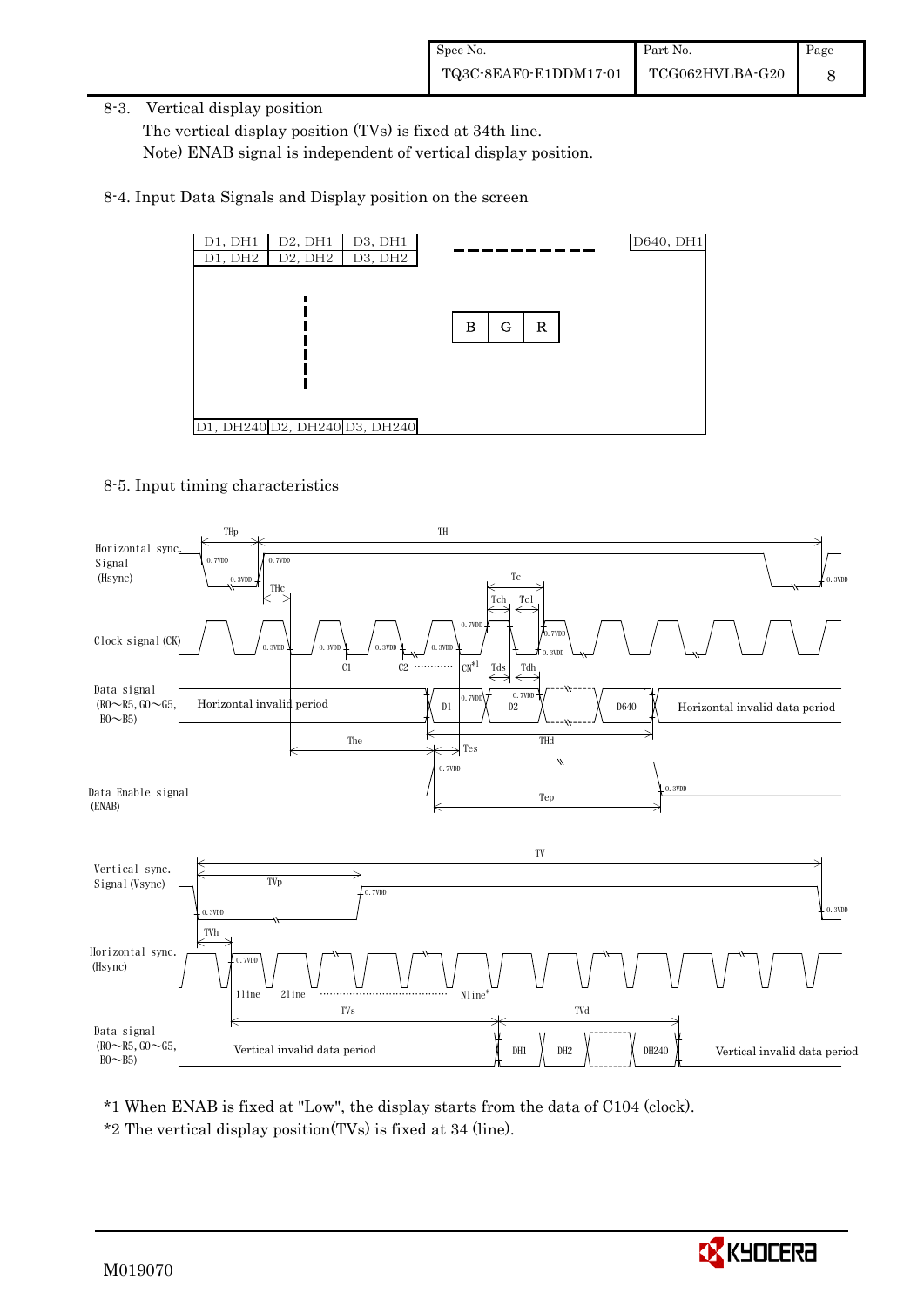8-3. Vertical display position

The vertical display position (TVs) is fixed at 34th line.

Note) ENAB signal is independent of vertical display position.

8-4. Input Data Signals and Display position on the screen

| D1, DH1 | D2, DH1 | D3, DH1 | | D640, DH1 |
|---|---|---|---|---|
| D1, DH2 | D2, DH2 | D3, DH2 | | |
| | | | B G R | |
| D1, DH240 | D2, DH240 | D3, DH240 | | |

8-5. Input timing characteristics

*1 When ENAB is fixed at "Low", the display starts from the data of C104 (clock).

*2 The vertical display position(TVs) is fixed at 34 (line).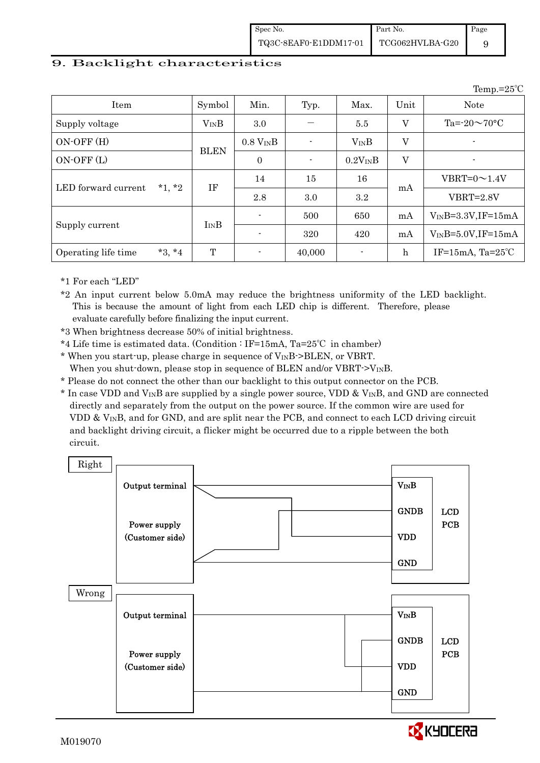# 9. Backlight characteristics

Temp.=25℃

| Item | Symbol | Min. | Typ. | Max. | Unit | Note |
|---|---|---|---|---|---|---|
| Supply voltage | $V_{IN}B$ | 3.0 | — | 5.5 | V | Ta=-20～70°C |
| ON-OFF (H) | BLEN | 0.8 $V_{IN}B$ | - | $V_{IN}B$ | V | - |
| ON-OFF (L) | | 0 | - | 0.2$V_{IN}B$ | V | - |
| LED forward current *1, *2 | IF | 14 | 15 | 16 | mA | VBRT=0～1.4V |
| | | 2.8 | 3.0 | 3.2 | | VBRT=2.8V |
| Supply current | $I_{IN}B$ | - | 500 | 650 | mA | $V_{IN}B$=3.3V,IF=15mA |
| | | - | 320 | 420 | mA | $V_{IN}B$=5.0V,IF=15mA |
| Operating life time *3, *4 | T | - | 40,000 | - | h | IF=15mA, Ta=25℃ |

*1 For each "LED"

*2 An input current below 5.0mA may reduce the brightness uniformity of the LED backlight. This is because the amount of light from each LED chip is different. Therefore, please evaluate carefully before finalizing the input current.

*3 When brightness decrease 50% of initial brightness.

*4 Life time is estimated data. (Condition : IF=15mA, Ta=25℃ in chamber)

* When you start-up, please charge in sequence of $V_{IN}B$->BLEN, or VBRT.
  When you shut-down, please stop in sequence of BLEN and/or VBRT->$V_{IN}B$.

* Please do not connect the other than our backlight to this output connector on the PCB.

* In case VDD and $V_{IN}B$ are supplied by a single power source, VDD & $V_{IN}B$, and GND are connected directly and separately from the output on the power source. If the common wire are used for VDD & $V_{IN}B$, and for GND, and are split near the PCB, and connect to each LCD driving circuit and backlight driving circuit, a flicker might be occurred due to a ripple between the both circuit.

Right

Output terminal — Power supply (Customer side) — $V_{IN}B$, GNDB, VDD, GND — LCD PCB

Wrong

Output terminal — Power supply (Customer side) — $V_{IN}B$, GNDB, VDD, GND — LCD PCB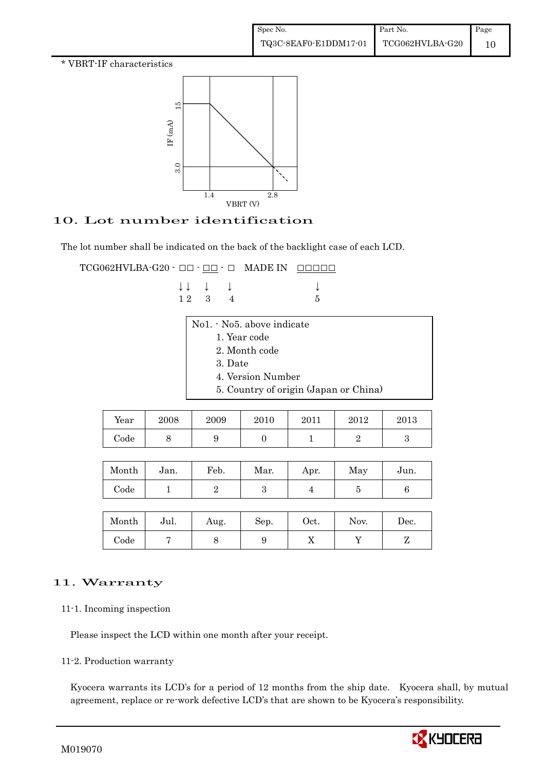* VBRT-IF characteristics

10. Lot number identification

The lot number shall be indicated on the back of the backlight case of each LCD.

TCG062HVLBA-G20 - □□ - □□ - □   MADE IN   □□□□□

↓↓ ↓ ↓ ↓
1 2 3 4 5

No1. - No5. above indicate
1. Year code
2. Month code
3. Date
4. Version Number
5. Country of origin (Japan or China)

| Year | 2008 | 2009 | 2010 | 2011 | 2012 | 2013 |
|---|---|---|---|---|---|---|
| Code | 8 | 9 | 0 | 1 | 2 | 3 |

| Month | Jan. | Feb. | Mar. | Apr. | May | Jun. |
|---|---|---|---|---|---|---|
| Code | 1 | 2 | 3 | 4 | 5 | 6 |

| Month | Jul. | Aug. | Sep. | Oct. | Nov. | Dec. |
|---|---|---|---|---|---|---|
| Code | 7 | 8 | 9 | X | Y | Z |

# 11. Warranty

11-1. Incoming inspection

Please inspect the LCD within one month after your receipt.

11-2. Production warranty

Kyocera warrants its LCD's for a period of 12 months from the ship date. Kyocera shall, by mutual agreement, replace or re-work defective LCD's that are shown to be Kyocera's responsibility.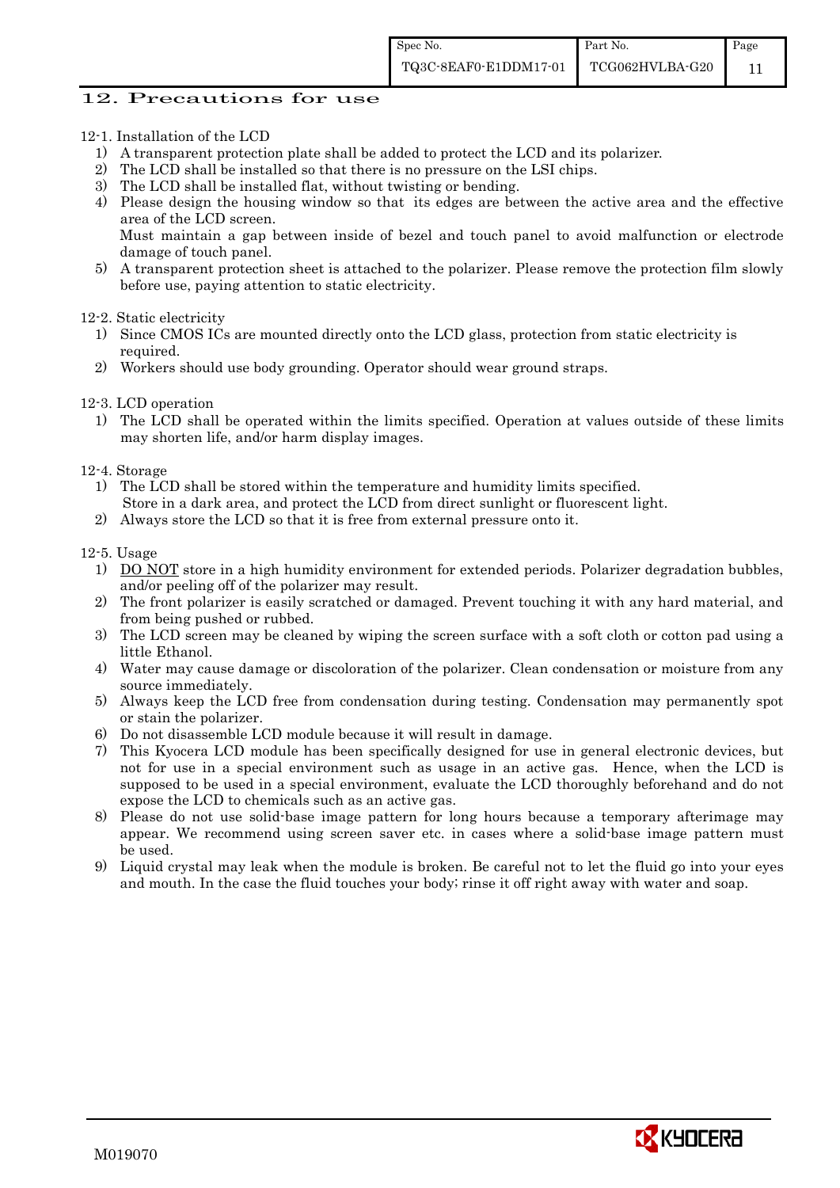## 12. Precautions for use

12-1. Installation of the LCD

1) A transparent protection plate shall be added to protect the LCD and its polarizer.
2) The LCD shall be installed so that there is no pressure on the LSI chips.
3) The LCD shall be installed flat, without twisting or bending.
4) Please design the housing window so that its edges are between the active area and the effective area of the LCD screen.
   Must maintain a gap between inside of bezel and touch panel to avoid malfunction or electrode damage of touch panel.
5) A transparent protection sheet is attached to the polarizer. Please remove the protection film slowly before use, paying attention to static electricity.

12-2. Static electricity

1) Since CMOS ICs are mounted directly onto the LCD glass, protection from static electricity is required.
2) Workers should use body grounding. Operator should wear ground straps.

12-3. LCD operation

1) The LCD shall be operated within the limits specified. Operation at values outside of these limits may shorten life, and/or harm display images.

12-4. Storage

1) The LCD shall be stored within the temperature and humidity limits specified.
   Store in a dark area, and protect the LCD from direct sunlight or fluorescent light.
2) Always store the LCD so that it is free from external pressure onto it.

12-5. Usage

1) DO NOT store in a high humidity environment for extended periods. Polarizer degradation bubbles, and/or peeling off of the polarizer may result.
2) The front polarizer is easily scratched or damaged. Prevent touching it with any hard material, and from being pushed or rubbed.
3) The LCD screen may be cleaned by wiping the screen surface with a soft cloth or cotton pad using a little Ethanol.
4) Water may cause damage or discoloration of the polarizer. Clean condensation or moisture from any source immediately.
5) Always keep the LCD free from condensation during testing. Condensation may permanently spot or stain the polarizer.
6) Do not disassemble LCD module because it will result in damage.
7) This Kyocera LCD module has been specifically designed for use in general electronic devices, but not for use in a special environment such as usage in an active gas. Hence, when the LCD is supposed to be used in a special environment, evaluate the LCD thoroughly beforehand and do not expose the LCD to chemicals such as an active gas.
8) Please do not use solid-base image pattern for long hours because a temporary afterimage may appear. We recommend using screen saver etc. in cases where a solid-base image pattern must be used.
9) Liquid crystal may leak when the module is broken. Be careful not to let the fluid go into your eyes and mouth. In the case the fluid touches your body; rinse it off right away with water and soap.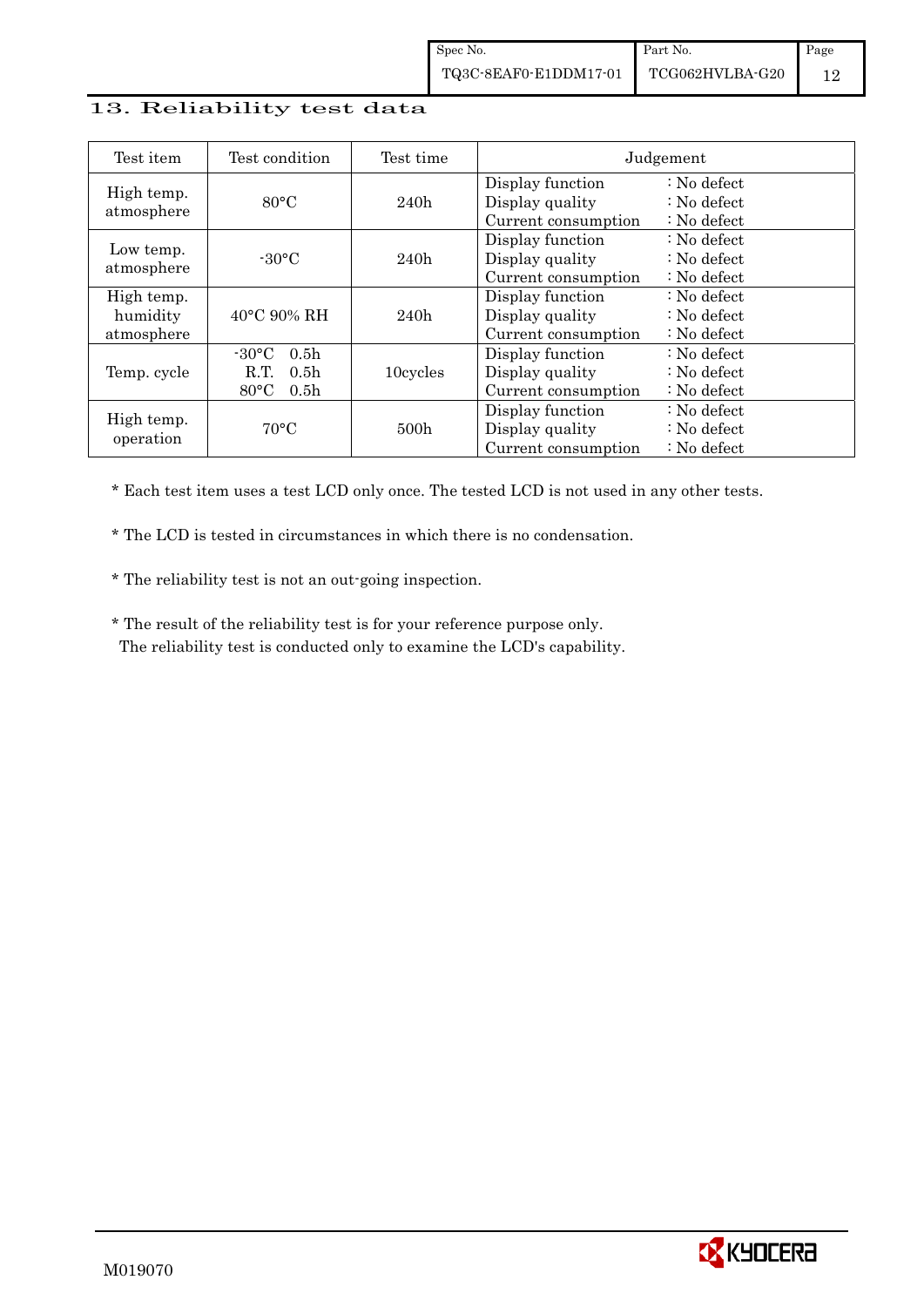## 13. Reliability test data

| Test item | Test condition | Test time | Judgement |
|---|---|---|---|
| High temp. atmosphere | 80°C | 240h | Display function : No defect<br>Display quality : No defect<br>Current consumption : No defect |
| Low temp. atmosphere | -30°C | 240h | Display function : No defect<br>Display quality : No defect<br>Current consumption : No defect |
| High temp. humidity atmosphere | 40°C 90% RH | 240h | Display function : No defect<br>Display quality : No defect<br>Current consumption : No defect |
| Temp. cycle | -30°C 0.5h<br>R.T. 0.5h<br>80°C 0.5h | 10cycles | Display function : No defect<br>Display quality : No defect<br>Current consumption : No defect |
| High temp. operation | 70°C | 500h | Display function : No defect<br>Display quality : No defect<br>Current consumption : No defect |

* Each test item uses a test LCD only once. The tested LCD is not used in any other tests.

* The LCD is tested in circumstances in which there is no condensation.

* The reliability test is not an out-going inspection.

* The result of the reliability test is for your reference purpose only.
  The reliability test is conducted only to examine the LCD's capability.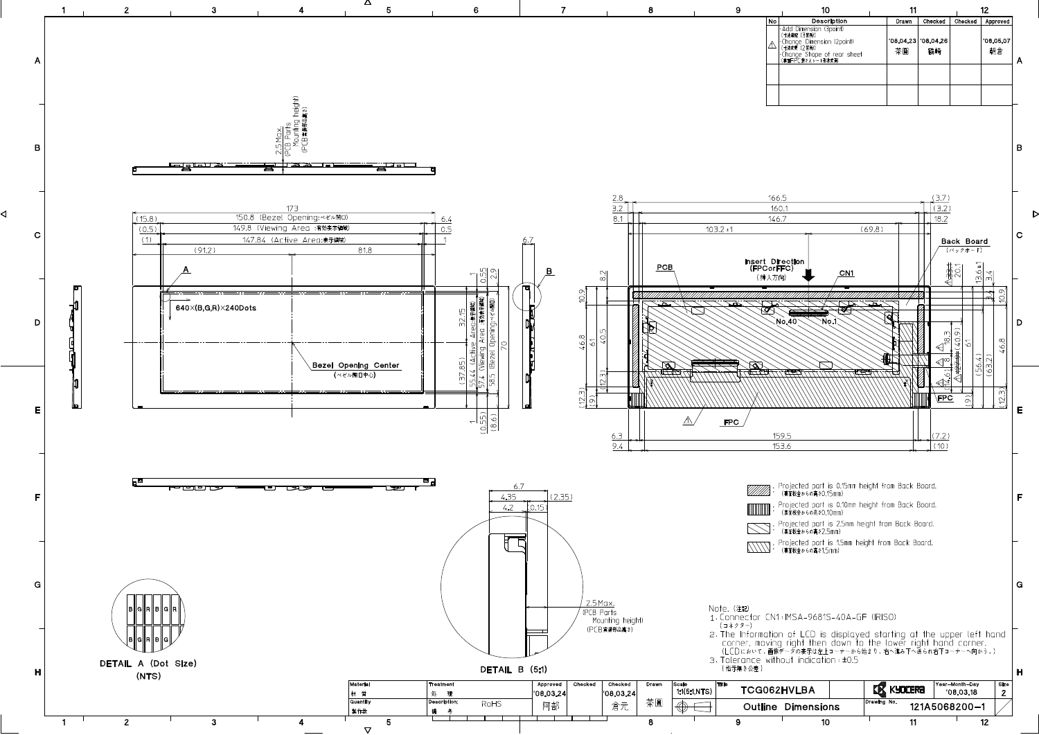| No | Description | Drawn | Checked | Checked | Approved |
|---|---|---|---|---|---|
| ⚠ | -Add Dimension (3point) (寸法追記 (3箇所)) -Change Dimension (2point) (寸法変更 (2箇所)) -Change Shape of rear sheet (裏面FPC押さえシート形状変更) | '08.04.23 茶園 | '08.04.26 藤崎 | | '08.05.07 朝倉 |
| | | | | | |
| | | | | | |

DETAIL A (Dot Size) (NTS)

DETAIL B (5:1)

640×(B,G,R)×240Dots

Bezel Opening Center (ベゼル開口中心)

150.8 (Bezel Opening:ベゼル開口)

149.8 (Viewing Area:有効表示領域)

147.84 (Active Area:表示領域)

2.5 Max. (PCB Parts Mounting height) (PCB実装部品高さ)

Insert Direction (FPCorFFC) (挿入方向)

PCB

CN1

Back Board (バックボード)

FPC

No.40 No.1

: Projected part is 0.15mm height from Back Board. (裏面板金からの高さ0.15mm)

: Projected part is 0.10mm height from Back Board. (裏面板金からの高さ0.10mm)

: Projected part is 2.5mm height from Back Board. (裏面板金からの高さ2.5mm)

: Projected part is 1.5mm height from Back Board. (裏面板金からの高さ1.5mm)

Note. (注記)

1. Connector CN1: IMSA-9681S-40A-GF (IRISO) (コネクター)
2. The Information of LCD is displayed starting at the upper left hand corner, moving right then down to the lower right hand corner. (LCDにおいて、画像データの表示は左上コーナーから始まり、右へ進み下へ送られ右下コーナーへ向かう。)
3. Tolerance without indication: ±0.5 (指示無き公差)

| Material 材質 | Treatment 処理 | Approved '08.03.24 阿部 | Checked | Checked '08.03.24 倉元 | Drawn 茶園 | Scale 1:1(5:1,NTS) | Title TCG062HVLBA | KYOCERA | Year-Month-Day '08.03.18 | Size 2 |
|---|---|---|---|---|---|---|---|---|---|---|
| Quantity 製作数 | Description; 備考 RoHS | | | | | | Outline Dimensions | Drawing No. 121A5068200-1 | | |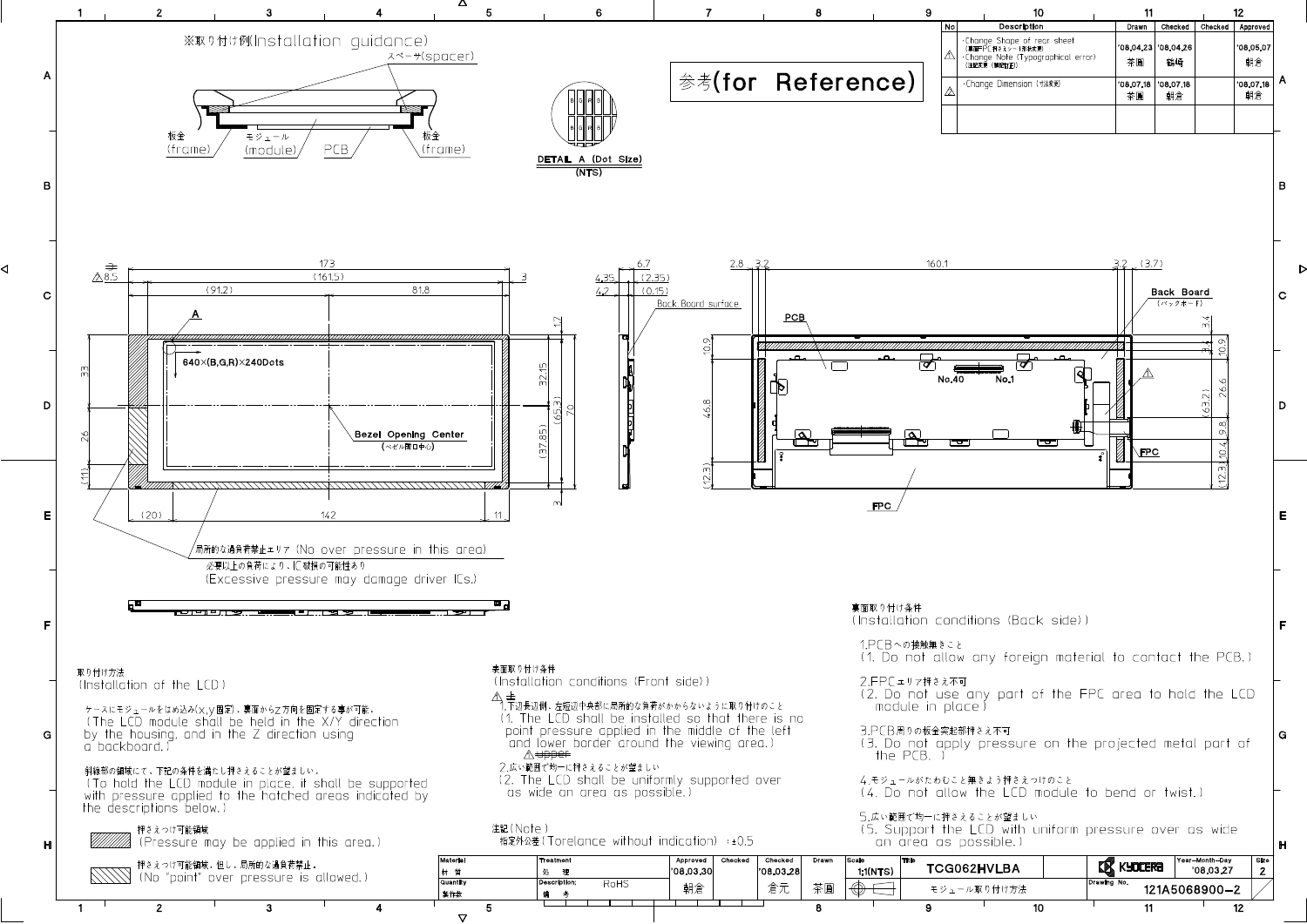※取り付け例(Installation guidance)

スペーサ(spacer)

板金 (frame) / モジュール (module) / PCB / 板金 (frame)

参考(for Reference)

| No | Description | Drawn | Checked | Checked | Approved |
|---|---|---|---|---|---|
| 1 | ・Change Shape of rear sheet (裏面FPC押さえシート形状変更) ・Change Note (Typographical error) (注記変更(誤記訂正)) | '08.04.23 茶園 | '08.04.26 鶴崎 | | '08.05.07 朝倉 |
| 2 | ・Change Dimension (寸法変更) | '08.07.18 茶園 | '08.07.18 朝倉 | | '08.07.18 朝倉 |

DETAIL A (Dot Size) (NTS)

640×(B,G,R)×240Dots

Bezel Opening Center (ベゼル開口中心)

Back Board surface

PCB

Back Board (バックボード)

No.40 No.1

FPC

局所的な過負荷禁止エリア (No over pressure in this area)

必要以上の負荷により、IC破損の可能性あり (Excessive pressure may damage driver ICs.)

## 取り付け方法 (Installation of the LCD)

ケースにモジュールをはめ込み(x,y固定)、裏面からz方向を固定する事が可能。
(The LCD module shall be held in the X/Y direction by the housing, and in the Z direction using a backboard.)

斜線部の領域にて、下記の条件を満たし押さえることが望ましい。
(To hold the LCD module in place, it shall be supported with pressure applied to the hatched areas indicated by the descriptions below.)

押さえつけ可能領域 (Pressure may be applied in this area.)

押さえつけ可能領域、但し、局所的な過負荷禁止。 (No "point" over pressure is allowed.)

## 表面取り付け条件 (Installation conditions (Front side))

1. 下辺長辺側、左短辺中央部に局所的な負荷がかからないように取り付けのこと
(1. The LCD shall be installed so that there is no point pressure applied in the middle of the left and lower border around the viewing area.)
~~upper~~

2. 広い範囲で均一に押さえることが望ましい
(2. The LCD shall be uniformly supported over as wide an area as possible.)

注記(Note)
指定外公差 (Torelance without indication) : ±0.5

## 裏面取り付け条件 (Installation conditions (Back side))

1. PCBへの接触禁止のこと
(1. Do not allow any foreign material to contact the PCB.)

2. FPCエリア押さえ不可
(2. Do not use any part of the FPC area to hold the LCD module in place)

3. PCB周りの板金突起部押さえ不可
(3. Do not apply pressure on the projected metal part of the PCB.)

4. モジュールがたわむこと無きよう押さえつけのこと
(4. Do not allow the LCD module to bend or twist.)

5. 広い範囲で均一に押さえることが望ましい
(5. Support the LCD with uniform pressure over as wide an area as possible.)

| Material 材質 | Treatment 処理 | Approved | Checked | Checked | Drawn | Scale | Title | | Year-Month-Day | Size |
|---|---|---|---|---|---|---|---|---|---|---|
| Quantity 製作数 | Description; 備考 RoHS | '08.03.30 朝倉 | | '08.03.28 倉元 | 茶園 | 1:1(NTS) | TCG062HVLBA モジュール取り付け方法 | KYOCERA Drawing No. 121A5068900-2 | '08.03.27 | 2 |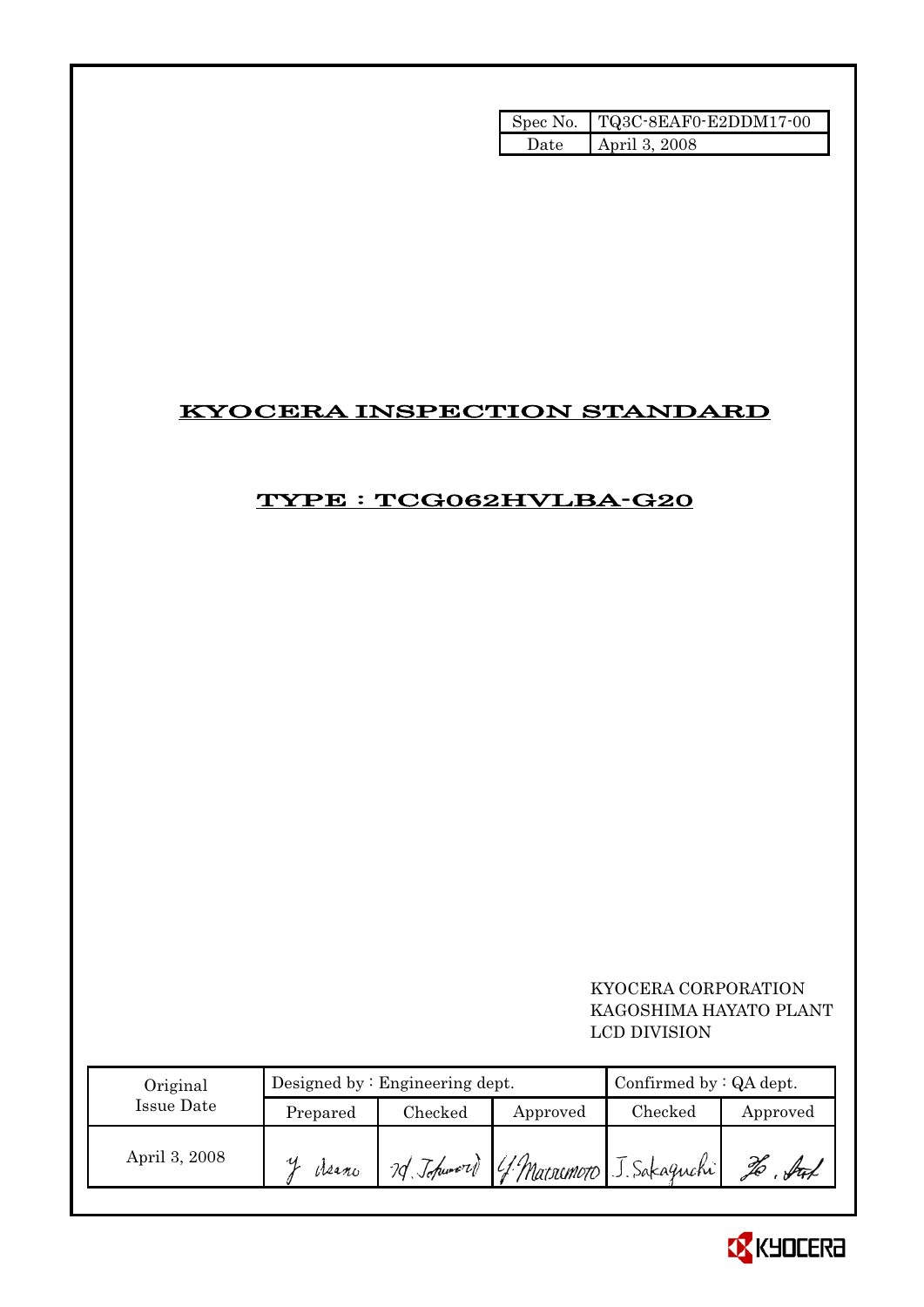| Spec No. | TQ3C-8EAF0-E2DDM17-00 |
| --- | --- |
| Date | April 3, 2008 |

# KYOCERA INSPECTION STANDARD

## TYPE : TCG062HVLBA-G20

KYOCERA CORPORATION
KAGOSHIMA HAYATO PLANT
LCD DIVISION

| Original Issue Date | Designed by : Engineering dept. | | | Confirmed by : QA dept. | |
| --- | --- | --- | --- | --- | --- |
| | Prepared | Checked | Approved | Checked | Approved |
| April 3, 2008 | Y. Asano | M. Tokunaga | Y. Matsumoto | J. Sakaguchi | |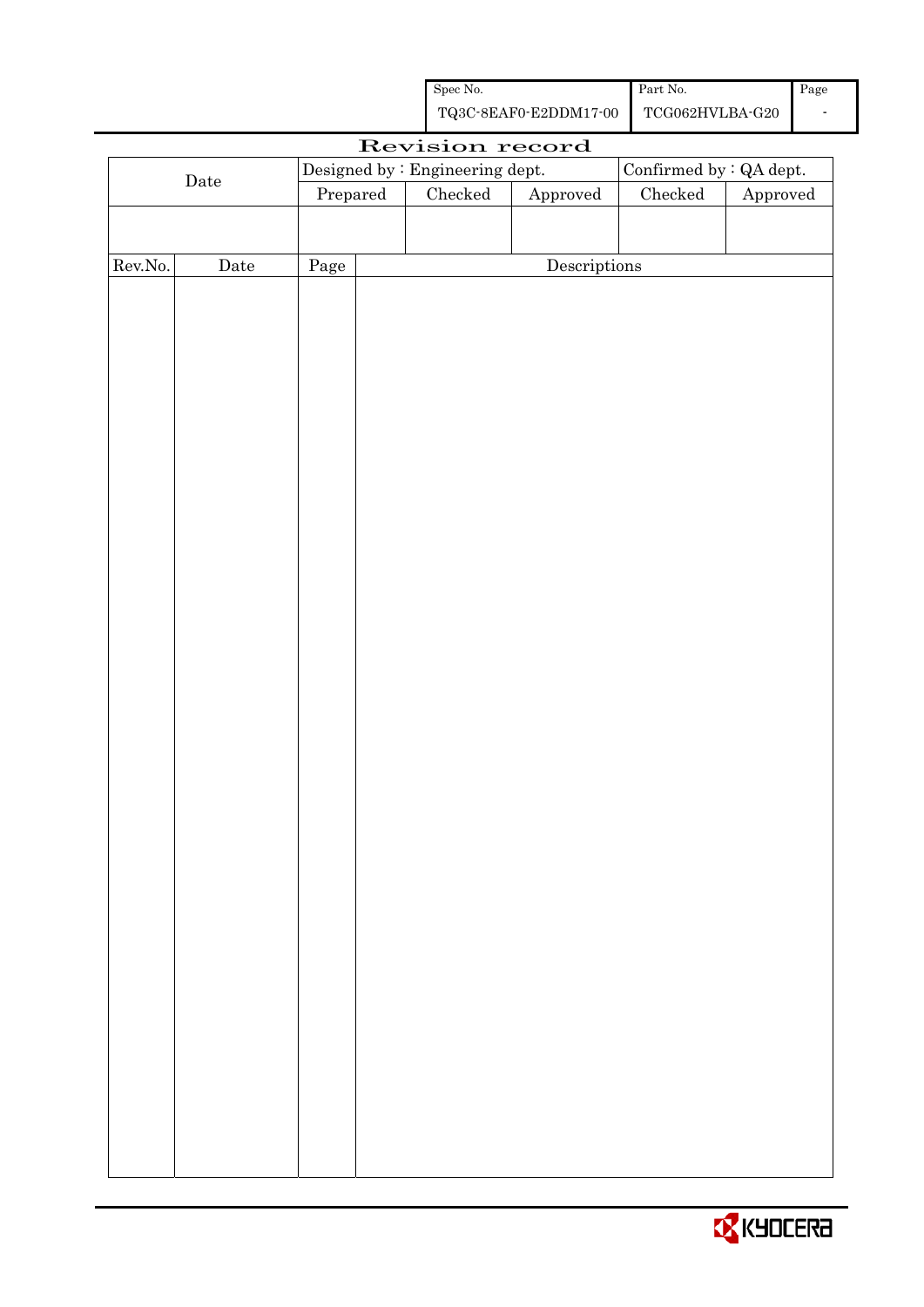| Spec No. | Part No. | Page |
|---|---|---|
| TQ3C-8EAF0-E2DDM17-00 | TCG062HVLBA-G20 | - |

# Revision record

| Date | Designed by : Engineering dept. | | | Confirmed by : QA dept. | |
|---|---|---|---|---|---|
| | Prepared | Checked | Approved | Checked | Approved |
| | | | | | |

| Rev.No. | Date | Page | Descriptions |
|---|---|---|---|
| | | | |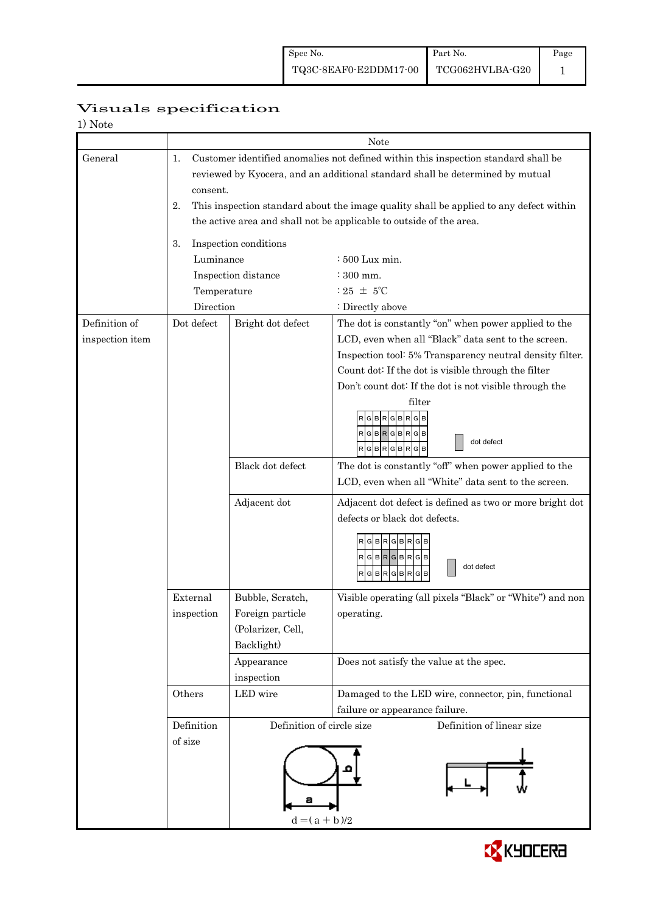# Visuals specification

1) Note

| | | | Note |
|---|---|---|---|
| General | 1. Customer identified anomalies not defined within this inspection standard shall be reviewed by Kyocera, and an additional standard shall be determined by mutual consent.<br>2. This inspection standard about the image quality shall be applied to any defect within the active area and shall not be applicable to outside of the area.<br>3. Inspection conditions<br>Luminance : 500 Lux min.<br>Inspection distance : 300 mm.<br>Temperature : 25 ± 5℃<br>Direction : Directly above | | |
| Definition of inspection item | Dot defect | Bright dot defect | The dot is constantly "on" when power applied to the LCD, even when all "Black" data sent to the screen.<br>Inspection tool: 5% Transparency neutral density filter.<br>Count dot: If the dot is visible through the filter<br>Don't count dot: If the dot is not visible through the filter<br>RGBRGBRGB / RGBRGBRGB / RGBRGBRGB — dot defect |
| | | Black dot defect | The dot is constantly "off" when power applied to the LCD, even when all "White" data sent to the screen. |
| | | Adjacent dot | Adjacent dot defect is defined as two or more bright dot defects or black dot defects.<br>RGBRGBRGB / RGBRGBRGB / RGBRGBRGB — dot defect |
| | External inspection | Bubble, Scratch, Foreign particle (Polarizer, Cell, Backlight) | Visible operating (all pixels "Black" or "White") and non operating. |
| | | Appearance inspection | Does not satisfy the value at the spec. |
| | Others | LED wire | Damaged to the LED wire, connector, pin, functional failure or appearance failure. |
| | Definition of size | Definition of circle size<br>a, b<br>$d = (a + b)/2$ | Definition of linear size<br>L, W |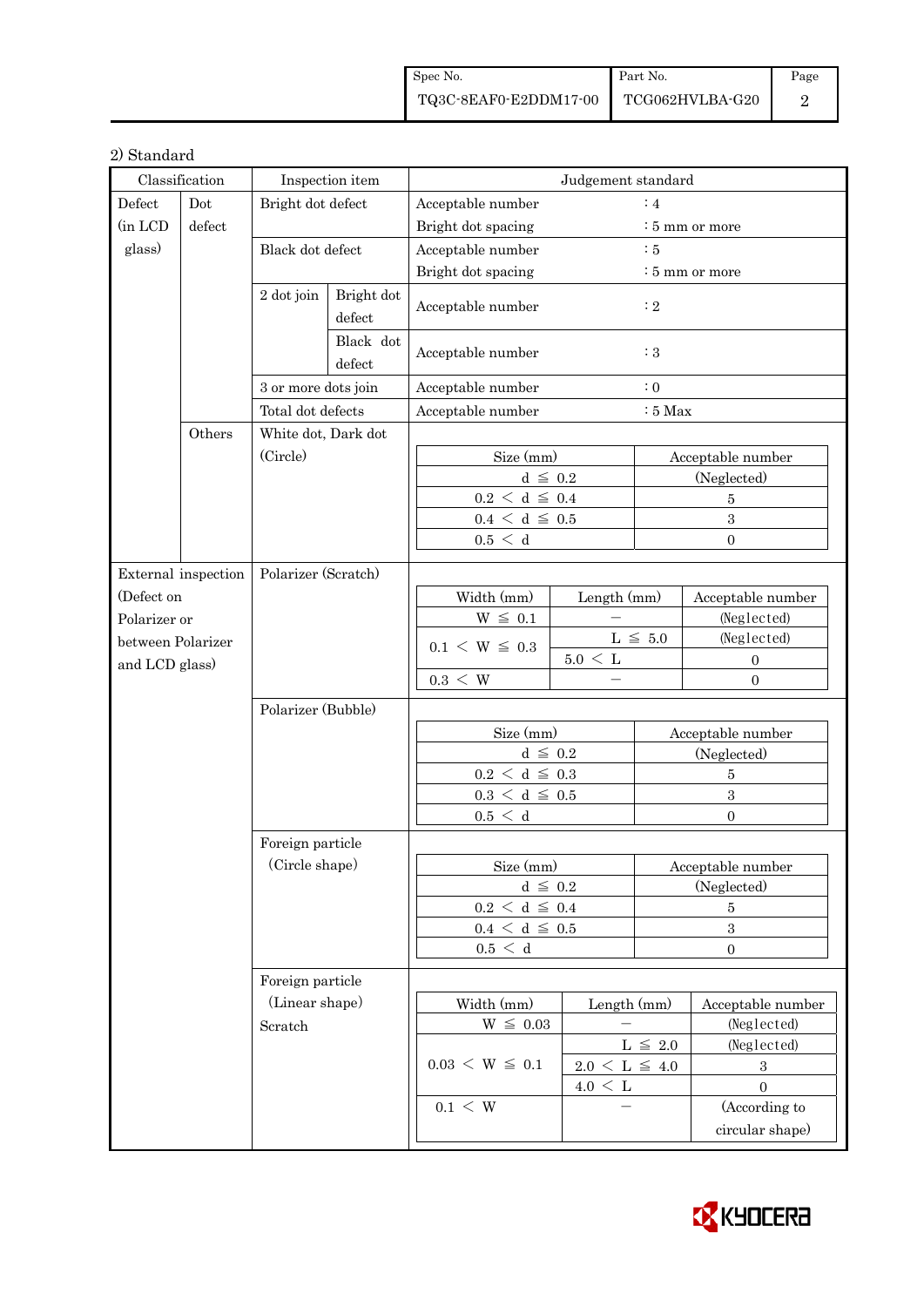2) Standard

| Classification | | Inspection item | | Judgement standard |
|---|---|---|---|---|
| Defect (in LCD glass) | Dot defect | Bright dot defect | | Acceptable number : 4<br>Bright dot spacing : 5 mm or more |
| | | Black dot defect | | Acceptable number : 5<br>Bright dot spacing : 5 mm or more |
| | | 2 dot join | Bright dot defect | Acceptable number : 2 |
| | | | Black dot defect | Acceptable number : 3 |
| | | 3 or more dots join | | Acceptable number : 0 |
| | | Total dot defects | | Acceptable number : 5 Max |
| | Others | White dot, Dark dot (Circle) | | See table A |
| External inspection (Defect on Polarizer or between Polarizer and LCD glass) | | Polarizer (Scratch) | | See table B |
| | | Polarizer (Bubble) | | See table C |
| | | Foreign particle (Circle shape) | | See table D |
| | | Foreign particle (Linear shape) Scratch | | See table E |

Table A – White dot, Dark dot (Circle)

| Size (mm) | Acceptable number |
|---|---|
| d ≦ 0.2 | (Neglected) |
| 0.2 < d ≦ 0.4 | 5 |
| 0.4 < d ≦ 0.5 | 3 |
| 0.5 < d | 0 |

Table B – Polarizer (Scratch)

| Width (mm) | Length (mm) | Acceptable number |
|---|---|---|
| W ≦ 0.1 | — | (Neglected) |
| 0.1 < W ≦ 0.3 | L ≦ 5.0 | (Neglected) |
| | 5.0 < L | 0 |
| 0.3 < W | — | 0 |

Table C – Polarizer (Bubble)

| Size (mm) | Acceptable number |
|---|---|
| d ≦ 0.2 | (Neglected) |
| 0.2 < d ≦ 0.3 | 5 |
| 0.3 < d ≦ 0.5 | 3 |
| 0.5 < d | 0 |

Table D – Foreign particle (Circle shape)

| Size (mm) | Acceptable number |
|---|---|
| d ≦ 0.2 | (Neglected) |
| 0.2 < d ≦ 0.4 | 5 |
| 0.4 < d ≦ 0.5 | 3 |
| 0.5 < d | 0 |

Table E – Foreign particle (Linear shape), Scratch

| Width (mm) | Length (mm) | Acceptable number |
|---|---|---|
| W ≦ 0.03 | — | (Neglected) |
| 0.03 < W ≦ 0.1 | L ≦ 2.0 | (Neglected) |
| | 2.0 < L ≦ 4.0 | 3 |
| | 4.0 < L | 0 |
| 0.1 < W | — | (According to circular shape) |